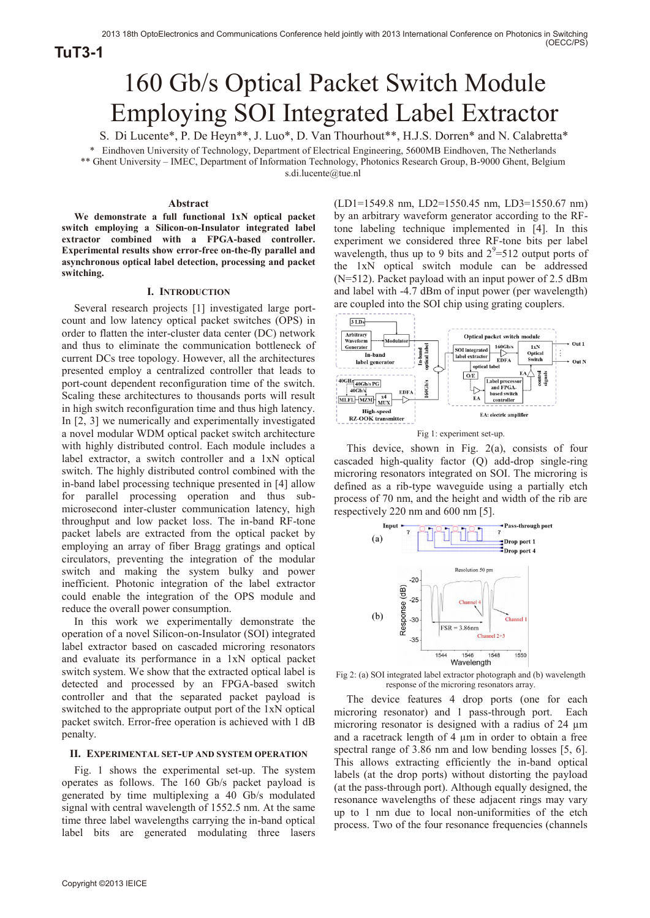# 160 Gb/s Optical Packet Switch Module Employing SOI Integrated Label Extractor

S. Di Lucente*, P. De Heyn**, J. Luo*, D. Van Thourhout**, H.J.S. Dorren* and N. Calabretta*

\* Eindhoven University of Technology, Department of Electrical Engineering, 5600MB Eindhoven, The Netherlands
\*\* Ghent University – IMEC, Department of Information Technology, Photonics Research Group, B-9000 Ghent, Belgium
s.di.lucente@tue.nl

### Abstract

**We demonstrate a full functional 1xN optical packet switch employing a Silicon-on-Insulator integrated label extractor combined with a FPGA-based controller. Experimental results show error-free on-the-fly parallel and asynchronous optical label detection, processing and packet switching.**

## I. Introduction

Several research projects [1] investigated large port-count and low latency optical packet switches (OPS) in order to flatten the inter-cluster data center (DC) network and thus to eliminate the communication bottleneck of current DCs tree topology. However, all the architectures presented employ a centralized controller that leads to port-count dependent reconfiguration time of the switch. Scaling these architectures to thousands ports will result in high switch reconfiguration time and thus high latency. In [2, 3] we numerically and experimentally investigated a novel modular WDM optical packet switch architecture with highly distributed control. Each module includes a label extractor, a switch controller and a 1xN optical switch. The highly distributed control combined with the in-band label processing technique presented in [4] allow for parallel processing operation and thus sub-microsecond inter-cluster communication latency, high throughput and low packet loss. The in-band RF-tone packet labels are extracted from the optical packet by employing an array of fiber Bragg gratings and optical circulators, preventing the integration of the modular switch and making the system bulky and power inefficient. Photonic integration of the label extractor could enable the integration of the OPS module and reduce the overall power consumption.

In this work we experimentally demonstrate the operation of a novel Silicon-on-Insulator (SOI) integrated label extractor based on cascaded microring resonators and evaluate its performance in a 1xN optical packet switch system. We show that the extracted optical label is detected and processed by an FPGA-based switch controller and that the separated packet payload is switched to the appropriate output port of the 1xN optical packet switch. Error-free operation is achieved with 1 dB penalty.

## II. Experimental set-up and system operation

Fig. 1 shows the experimental set-up. The system operates as follows. The 160 Gb/s packet payload is generated by time multiplexing a 40 Gb/s modulated signal with central wavelength of 1552.5 nm. At the same time three label wavelengths carrying the in-band optical label bits are generated modulating three lasers (LD1=1549.8 nm, LD2=1550.45 nm, LD3=1550.67 nm) by an arbitrary waveform generator according to the RF-tone labeling technique implemented in [4]. In this experiment we considered three RF-tone bits per label wavelength, thus up to 9 bits and $2^9$=512 output ports of the 1xN optical switch module can be addressed (N=512). Packet payload with an input power of 2.5 dBm and label with -4.7 dBm of input power (per wavelength) are coupled into the SOI chip using grating couplers.

Fig 1: experiment set-up.

This device, shown in Fig. 2(a), consists of four cascaded high-quality factor (Q) add-drop single-ring microring resonators integrated on SOI. The microring is defined as a rib-type waveguide using a partially etch process of 70 nm, and the height and width of the rib are respectively 220 nm and 600 nm [5].

Fig 2: (a) SOI integrated label extractor photograph and (b) wavelength response of the microring resonators array.

The device features 4 drop ports (one for each microring resonator) and 1 pass-through port. Each microring resonator is designed with a radius of 24 µm and a racetrack length of 4 µm in order to obtain a free spectral range of 3.86 nm and low bending losses [5, 6]. This allows extracting efficiently the in-band optical labels (at the drop ports) without distorting the payload (at the pass-through port). Although equally designed, the resonance wavelengths of these adjacent rings may vary up to 1 nm due to local non-uniformities of the etch process. Two of the four resonance frequencies (channels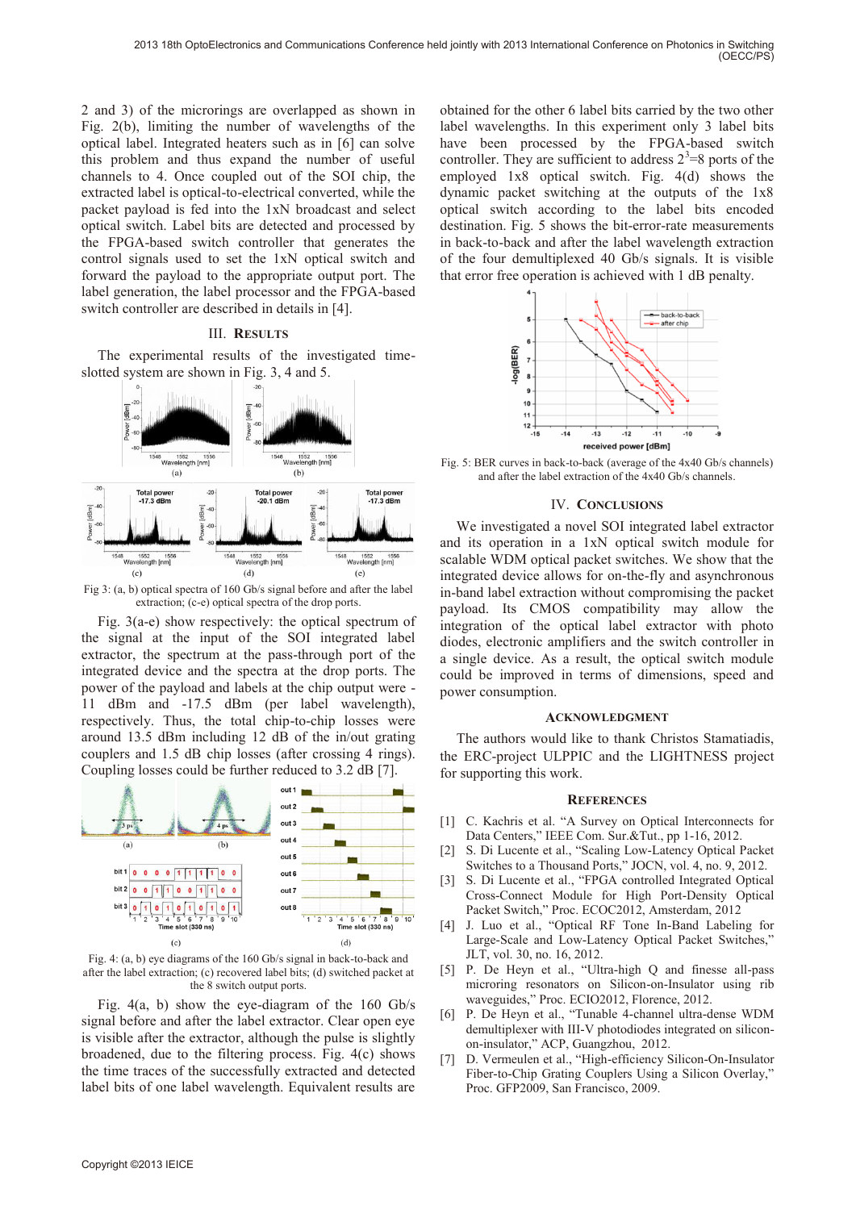2 and 3) of the microrings are overlapped as shown in Fig. 2(b), limiting the number of wavelengths of the optical label. Integrated heaters such as in [6] can solve this problem and thus expand the number of useful channels to 4. Once coupled out of the SOI chip, the extracted label is optical-to-electrical converted, while the packet payload is fed into the 1xN broadcast and select optical switch. Label bits are detected and processed by the FPGA-based switch controller that generates the control signals used to set the 1xN optical switch and forward the payload to the appropriate output port. The label generation, the label processor and the FPGA-based switch controller are described in details in [4].

## III. Results

The experimental results of the investigated time-slotted system are shown in Fig. 3, 4 and 5.

Fig 3: (a, b) optical spectra of 160 Gb/s signal before and after the label extraction; (c-e) optical spectra of the drop ports.

Fig. 3(a-e) show respectively: the optical spectrum of the signal at the input of the SOI integrated label extractor, the spectrum at the pass-through port of the integrated device and the spectra at the drop ports. The power of the payload and labels at the chip output were -11 dBm and -17.5 dBm (per label wavelength), respectively. Thus, the total chip-to-chip losses were around 13.5 dBm including 12 dB of the in/out grating couplers and 1.5 dB chip losses (after crossing 4 rings). Coupling losses could be further reduced to 3.2 dB [7].

Fig. 4: (a, b) eye diagrams of the 160 Gb/s signal in back-to-back and after the label extraction; (c) recovered label bits; (d) switched packet at the 8 switch output ports.

Fig. 4(a, b) show the eye-diagram of the 160 Gb/s signal before and after the label extractor. Clear open eye is visible after the extractor, although the pulse is slightly broadened, due to the filtering process. Fig. 4(c) shows the time traces of the successfully extracted and detected label bits of one label wavelength. Equivalent results are obtained for the other 6 label bits carried by the two other label wavelengths. In this experiment only 3 label bits have been processed by the FPGA-based switch controller. They are sufficient to address $2^3$=8 ports of the employed 1x8 optical switch. Fig. 4(d) shows the dynamic packet switching at the outputs of the 1x8 optical switch according to the label bits encoded destination. Fig. 5 shows the bit-error-rate measurements in back-to-back and after the label wavelength extraction of the four demultiplexed 40 Gb/s signals. It is visible that error free operation is achieved with 1 dB penalty.

Fig. 5: BER curves in back-to-back (average of the 4x40 Gb/s channels) and after the label extraction of the 4x40 Gb/s channels.

## IV. Conclusions

We investigated a novel SOI integrated label extractor and its operation in a 1xN optical switch module for scalable WDM optical packet switches. We show that the integrated device allows for on-the-fly and asynchronous in-band label extraction without compromising the packet payload. Its CMOS compatibility may allow the integration of the optical label extractor with photo diodes, electronic amplifiers and the switch controller in a single device. As a result, the optical switch module could be improved in terms of dimensions, speed and power consumption.

## Acknowledgment

The authors would like to thank Christos Stamatiadis, the ERC-project ULPPIC and the LIGHTNESS project for supporting this work.

## References

[1] C. Kachris et al. "A Survey on Optical Interconnects for Data Centers," IEEE Com. Sur.&Tut., pp 1-16, 2012.

[2] S. Di Lucente et al., "Scaling Low-Latency Optical Packet Switches to a Thousand Ports," JOCN, vol. 4, no. 9, 2012.

[3] S. Di Lucente et al., "FPGA controlled Integrated Optical Cross-Connect Module for High Port-Density Optical Packet Switch," Proc. ECOC2012, Amsterdam, 2012

[4] J. Luo et al., "Optical RF Tone In-Band Labeling for Large-Scale and Low-Latency Optical Packet Switches," JLT, vol. 30, no. 16, 2012.

[5] P. De Heyn et al., "Ultra-high Q and finesse all-pass microring resonators on Silicon-on-Insulator using rib waveguides," Proc. ECIO2012, Florence, 2012.

[6] P. De Heyn et al., "Tunable 4-channel ultra-dense WDM demultiplexer with III-V photodiodes integrated on silicon-on-insulator," ACP, Guangzhou, 2012.

[7] D. Vermeulen et al., "High-efficiency Silicon-On-Insulator Fiber-to-Chip Grating Couplers Using a Silicon Overlay," Proc. GFP2009, San Francisco, 2009.

Copyright ©2013 IEICE